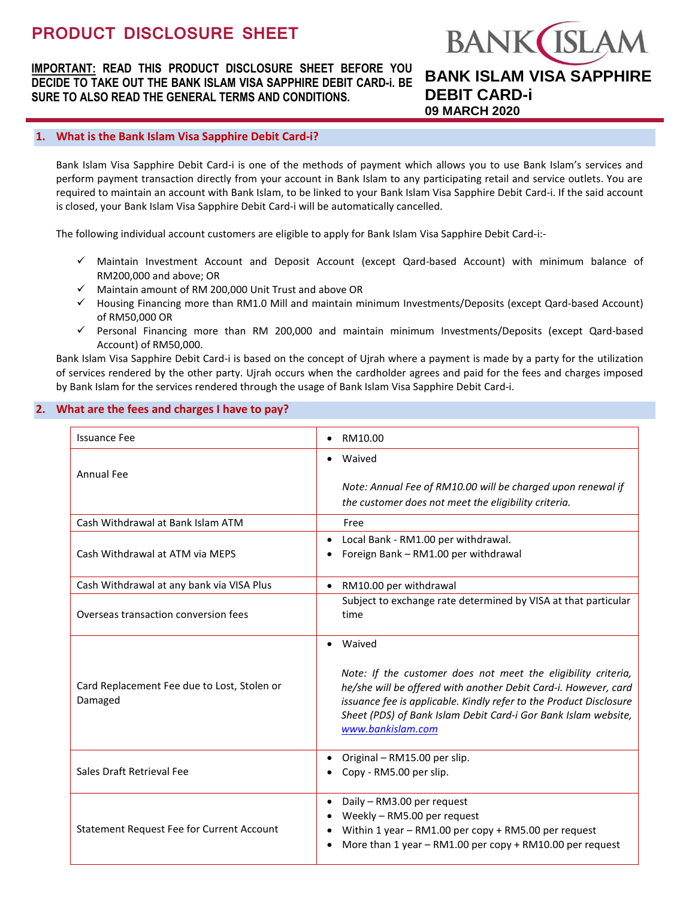# PRODUCT DISCLOSURE SHEET

**IMPORTANT: READ THIS PRODUCT DISCLOSURE SHEET BEFORE YOU DECIDE TO TAKE OUT THE BANK ISLAM VISA SAPPHIRE DEBIT CARD-i. BE SURE TO ALSO READ THE GENERAL TERMS AND CONDITIONS.**

**BANK ISLAM VISA SAPPHIRE DEBIT CARD-i**
**09 MARCH 2020**

## 1. What is the Bank Islam Visa Sapphire Debit Card-i?

Bank Islam Visa Sapphire Debit Card-i is one of the methods of payment which allows you to use Bank Islam's services and perform payment transaction directly from your account in Bank Islam to any participating retail and service outlets. You are required to maintain an account with Bank Islam, to be linked to your Bank Islam Visa Sapphire Debit Card-i. If the said account is closed, your Bank Islam Visa Sapphire Debit Card-i will be automatically cancelled.

The following individual account customers are eligible to apply for Bank Islam Visa Sapphire Debit Card-i:-

- ✓ Maintain Investment Account and Deposit Account (except Qard-based Account) with minimum balance of RM200,000 and above; OR
- ✓ Maintain amount of RM 200,000 Unit Trust and above OR
- ✓ Housing Financing more than RM1.0 Mill and maintain minimum Investments/Deposits (except Qard-based Account) of RM50,000 OR
- ✓ Personal Financing more than RM 200,000 and maintain minimum Investments/Deposits (except Qard-based Account) of RM50,000.

Bank Islam Visa Sapphire Debit Card-i is based on the concept of Ujrah where a payment is made by a party for the utilization of services rendered by the other party. Ujrah occurs when the cardholder agrees and paid for the fees and charges imposed by Bank Islam for the services rendered through the usage of Bank Islam Visa Sapphire Debit Card-i.

## 2. What are the fees and charges I have to pay?

| | |
|---|---|
| Issuance Fee | • RM10.00 |
| Annual Fee | • Waived<br><br>*Note: Annual Fee of RM10.00 will be charged upon renewal if the customer does not meet the eligibility criteria.* |
| Cash Withdrawal at Bank Islam ATM | Free |
| Cash Withdrawal at ATM via MEPS | • Local Bank - RM1.00 per withdrawal.<br>• Foreign Bank – RM1.00 per withdrawal |
| Cash Withdrawal at any bank via VISA Plus | • RM10.00 per withdrawal |
| Overseas transaction conversion fees | Subject to exchange rate determined by VISA at that particular time |
| Card Replacement Fee due to Lost, Stolen or Damaged | • Waived<br><br>*Note: If the customer does not meet the eligibility criteria, he/she will be offered with another Debit Card-i. However, card issuance fee is applicable. Kindly refer to the Product Disclosure Sheet (PDS) of Bank Islam Debit Card-i Gor Bank Islam website, www.bankislam.com* |
| Sales Draft Retrieval Fee | • Original – RM15.00 per slip.<br>• Copy - RM5.00 per slip. |
| Statement Request Fee for Current Account | • Daily – RM3.00 per request<br>• Weekly – RM5.00 per request<br>• Within 1 year – RM1.00 per copy + RM5.00 per request<br>• More than 1 year – RM1.00 per copy + RM10.00 per request |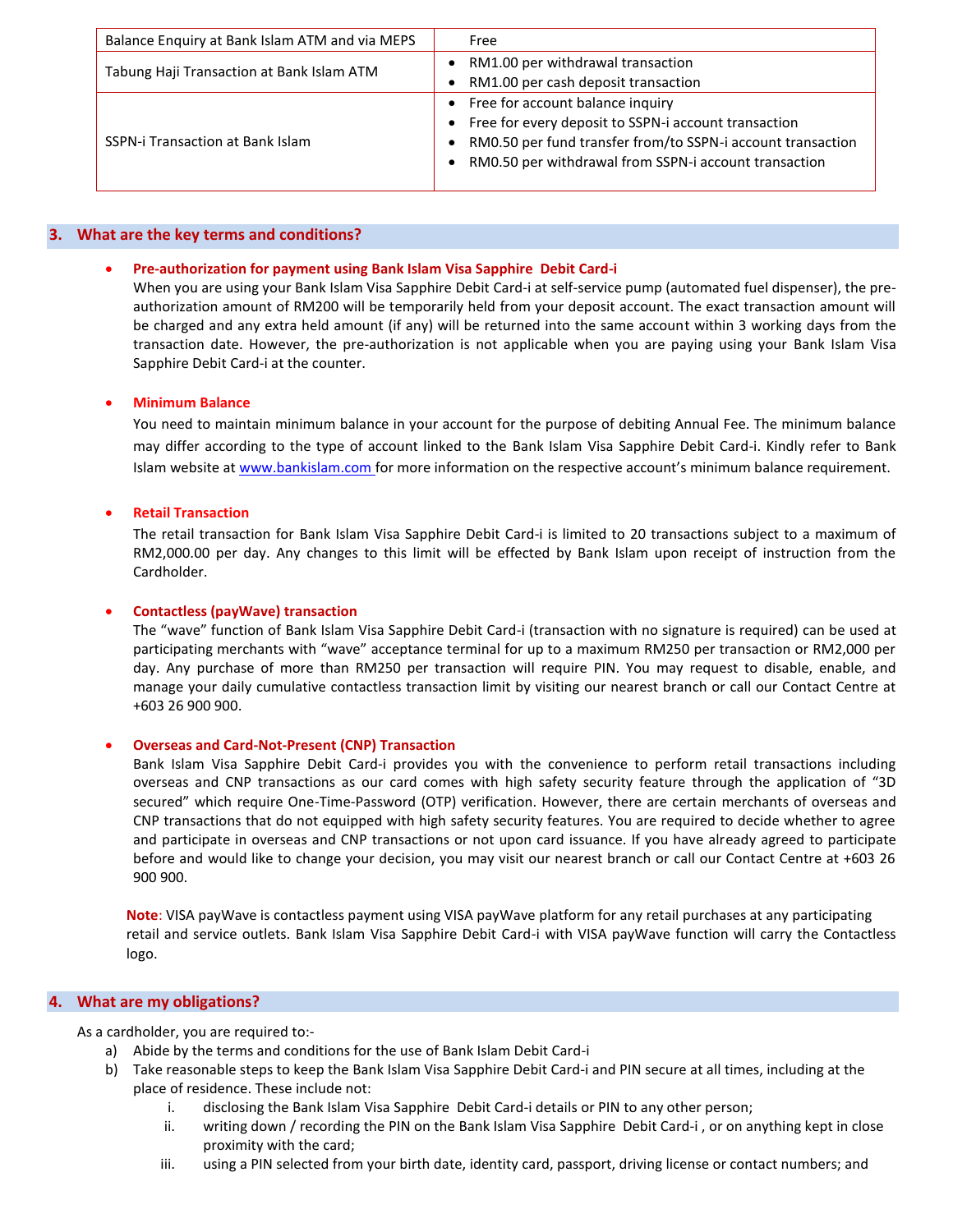| Balance Enquiry at Bank Islam ATM and via MEPS | Free |
|---|---|
| Tabung Haji Transaction at Bank Islam ATM | • RM1.00 per withdrawal transaction<br>• RM1.00 per cash deposit transaction |
| SSPN-i Transaction at Bank Islam | • Free for account balance inquiry<br>• Free for every deposit to SSPN-i account transaction<br>• RM0.50 per fund transfer from/to SSPN-i account transaction<br>• RM0.50 per withdrawal from SSPN-i account transaction |

## 3. What are the key terms and conditions?

- **Pre-authorization for payment using Bank Islam Visa Sapphire Debit Card-i**
  When you are using your Bank Islam Visa Sapphire Debit Card-i at self-service pump (automated fuel dispenser), the pre-authorization amount of RM200 will be temporarily held from your deposit account. The exact transaction amount will be charged and any extra held amount (if any) will be returned into the same account within 3 working days from the transaction date. However, the pre-authorization is not applicable when you are paying using your Bank Islam Visa Sapphire Debit Card-i at the counter.

- **Minimum Balance**
  You need to maintain minimum balance in your account for the purpose of debiting Annual Fee. The minimum balance may differ according to the type of account linked to the Bank Islam Visa Sapphire Debit Card-i. Kindly refer to Bank Islam website at www.bankislam.com for more information on the respective account's minimum balance requirement.

- **Retail Transaction**
  The retail transaction for Bank Islam Visa Sapphire Debit Card-i is limited to 20 transactions subject to a maximum of RM2,000.00 per day. Any changes to this limit will be effected by Bank Islam upon receipt of instruction from the Cardholder.

- **Contactless (payWave) transaction**
  The "wave" function of Bank Islam Visa Sapphire Debit Card-i (transaction with no signature is required) can be used at participating merchants with "wave" acceptance terminal for up to a maximum RM250 per transaction or RM2,000 per day. Any purchase of more than RM250 per transaction will require PIN. You may request to disable, enable, and manage your daily cumulative contactless transaction limit by visiting our nearest branch or call our Contact Centre at +603 26 900 900.

- **Overseas and Card-Not-Present (CNP) Transaction**
  Bank Islam Visa Sapphire Debit Card-i provides you with the convenience to perform retail transactions including overseas and CNP transactions as our card comes with high safety security feature through the application of "3D secured" which require One-Time-Password (OTP) verification. However, there are certain merchants of overseas and CNP transactions that do not equipped with high safety security features. You are required to decide whether to agree and participate in overseas and CNP transactions or not upon card issuance. If you have already agreed to participate before and would like to change your decision, you may visit our nearest branch or call our Contact Centre at +603 26 900 900.

**Note**: VISA payWave is contactless payment using VISA payWave platform for any retail purchases at any participating retail and service outlets. Bank Islam Visa Sapphire Debit Card-i with VISA payWave function will carry the Contactless logo.

## 4. What are my obligations?

As a cardholder, you are required to:-

a) Abide by the terms and conditions for the use of Bank Islam Debit Card-i
b) Take reasonable steps to keep the Bank Islam Visa Sapphire Debit Card-i and PIN secure at all times, including at the place of residence. These include not:
   i. disclosing the Bank Islam Visa Sapphire Debit Card-i details or PIN to any other person;
   ii. writing down / recording the PIN on the Bank Islam Visa Sapphire Debit Card-i , or on anything kept in close proximity with the card;
   iii. using a PIN selected from your birth date, identity card, passport, driving license or contact numbers; and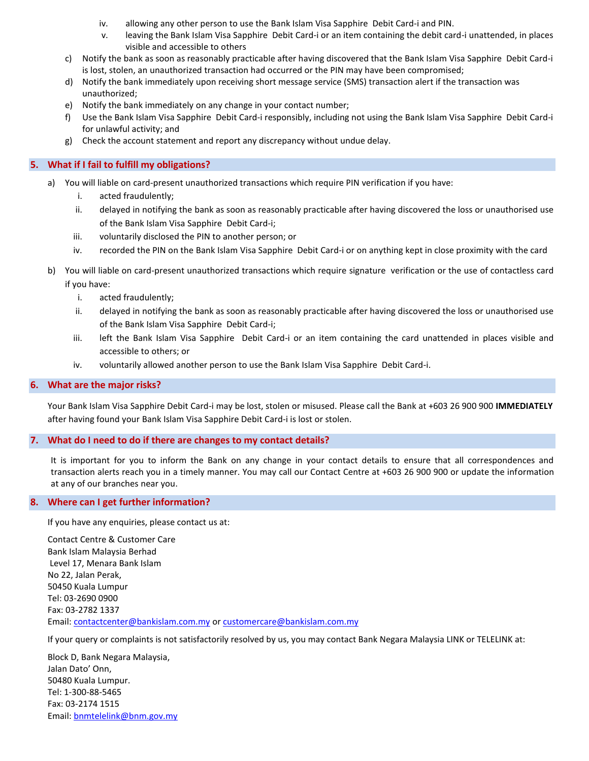iv. allowing any other person to use the Bank Islam Visa Sapphire Debit Card-i and PIN.

v. leaving the Bank Islam Visa Sapphire Debit Card-i or an item containing the debit card-i unattended, in places visible and accessible to others

c) Notify the bank as soon as reasonably practicable after having discovered that the Bank Islam Visa Sapphire Debit Card-i is lost, stolen, an unauthorized transaction had occurred or the PIN may have been compromised;

d) Notify the bank immediately upon receiving short message service (SMS) transaction alert if the transaction was unauthorized;

e) Notify the bank immediately on any change in your contact number;

f) Use the Bank Islam Visa Sapphire Debit Card-i responsibly, including not using the Bank Islam Visa Sapphire Debit Card-i for unlawful activity; and

g) Check the account statement and report any discrepancy without undue delay.

## 5. What if I fail to fulfill my obligations?

a) You will liable on card-present unauthorized transactions which require PIN verification if you have:

i. acted fraudulently;

ii. delayed in notifying the bank as soon as reasonably practicable after having discovered the loss or unauthorised use of the Bank Islam Visa Sapphire Debit Card-i;

iii. voluntarily disclosed the PIN to another person; or

iv. recorded the PIN on the Bank Islam Visa Sapphire Debit Card-i or on anything kept in close proximity with the card

b) You will liable on card-present unauthorized transactions which require signature verification or the use of contactless card if you have:

i. acted fraudulently;

ii. delayed in notifying the bank as soon as reasonably practicable after having discovered the loss or unauthorised use of the Bank Islam Visa Sapphire Debit Card-i;

iii. left the Bank Islam Visa Sapphire Debit Card-i or an item containing the card unattended in places visible and accessible to others; or

iv. voluntarily allowed another person to use the Bank Islam Visa Sapphire Debit Card-i.

## 6. What are the major risks?

Your Bank Islam Visa Sapphire Debit Card-i may be lost, stolen or misused. Please call the Bank at +603 26 900 900 **IMMEDIATELY** after having found your Bank Islam Visa Sapphire Debit Card-i is lost or stolen.

## 7. What do I need to do if there are changes to my contact details?

It is important for you to inform the Bank on any change in your contact details to ensure that all correspondences and transaction alerts reach you in a timely manner. You may call our Contact Centre at +603 26 900 900 or update the information at any of our branches near you.

## 8. Where can I get further information?

If you have any enquiries, please contact us at:

Contact Centre & Customer Care
Bank Islam Malaysia Berhad
Level 17, Menara Bank Islam
No 22, Jalan Perak,
50450 Kuala Lumpur
Tel: 03-2690 0900
Fax: 03-2782 1337
Email: contactcenter@bankislam.com.my or customercare@bankislam.com.my

If your query or complaints is not satisfactorily resolved by us, you may contact Bank Negara Malaysia LINK or TELELINK at:

Block D, Bank Negara Malaysia,
Jalan Dato' Onn,
50480 Kuala Lumpur.
Tel: 1-300-88-5465
Fax: 03-2174 1515
Email: bnmtelelink@bnm.gov.my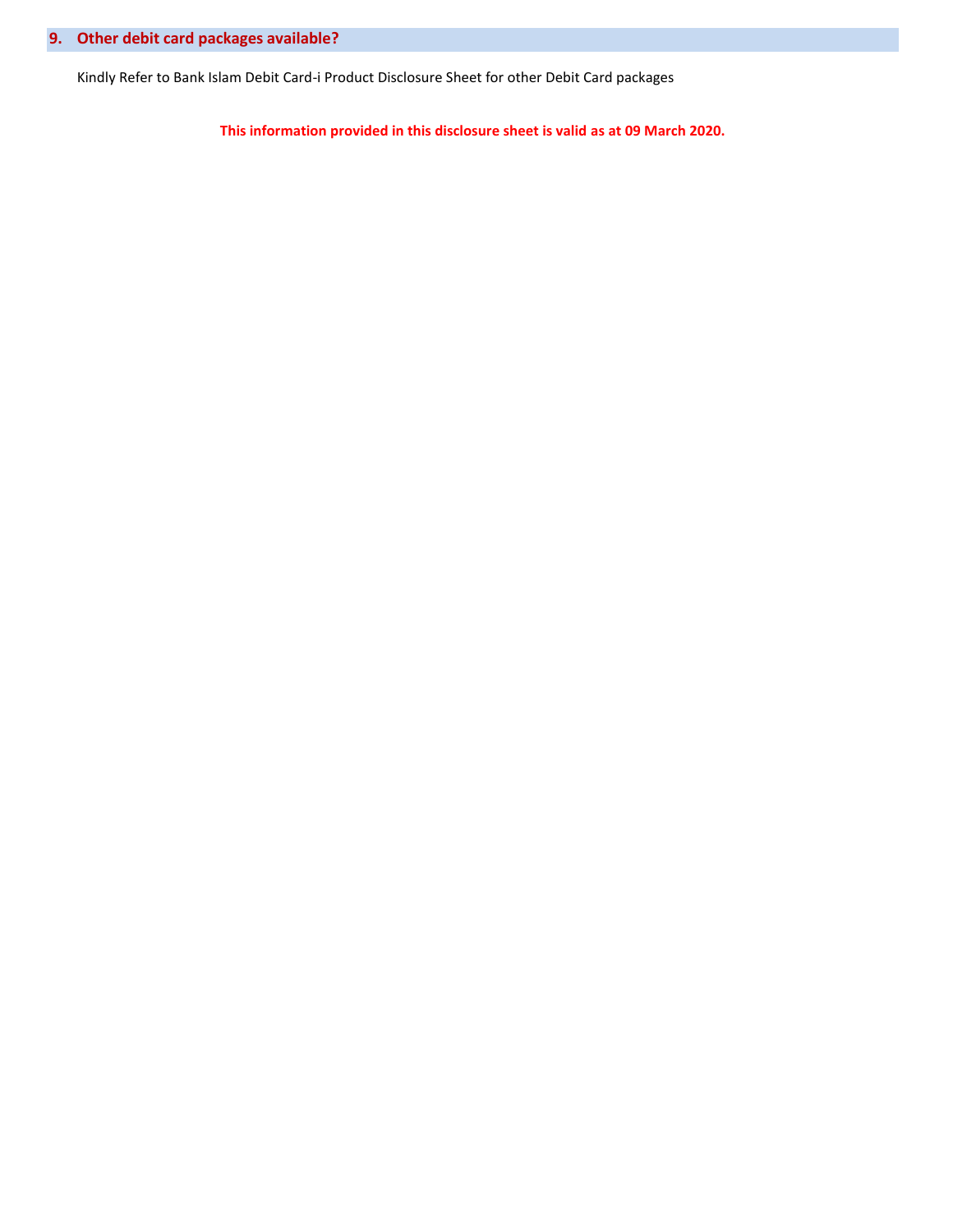## 9. Other debit card packages available?

Kindly Refer to Bank Islam Debit Card-i Product Disclosure Sheet for other Debit Card packages

**This information provided in this disclosure sheet is valid as at 09 March 2020.**